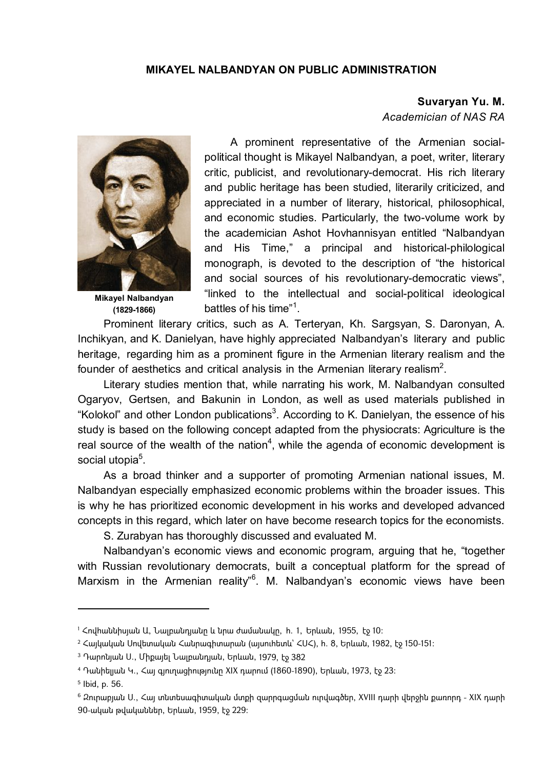**MIKAYEL NALBANDYAN ON PUBLIC ADMINISTRATION**

**Suvaryan Yu. M.**
*Academician of NAS RA*

**Mikayel Nalbandyan (1829-1866)**

A prominent representative of the Armenian social-political thought is Mikayel Nalbandyan, a poet, writer, literary critic, publicist, and revolutionary-democrat. His rich literary and public heritage has been studied, literarily criticized, and appreciated in a number of literary, historical, philosophical, and economic studies. Particularly, the two-volume work by the academician Ashot Hovhannisyan entitled "Nalbandyan and His Time," a principal and historical-philological monograph, is devoted to the description of "the historical and social sources of his revolutionary-democratic views", "linked to the intellectual and social-political ideological battles of his time"[1].

Prominent literary critics, such as A. Terteryan, Kh. Sargsyan, S. Daronyan, A. Inchikyan, and K. Danielyan, have highly appreciated Nalbandyan's literary and public heritage, regarding him as a prominent figure in the Armenian literary realism and the founder of aesthetics and critical analysis in the Armenian literary realism[2].

Literary studies mention that, while narrating his work, M. Nalbandyan consulted Ogaryov, Gertsen, and Bakunin in London, as well as used materials published in "Kolokol" and other London publications[3]. According to K. Danielyan, the essence of his study is based on the following concept adapted from the physiocrats: Agriculture is the real source of the wealth of the nation[4], while the agenda of economic development is social utopia[5].

As a broad thinker and a supporter of promoting Armenian national issues, M. Nalbandyan especially emphasized economic problems within the broader issues. This is why he has prioritized economic development in his works and developed advanced concepts in this regard, which later on have become research topics for the economists.

S. Zurabyan has thoroughly discussed and evaluated M. Nalbandyan's economic views and economic program, arguing that he, "together with Russian revolutionary democrats, built a conceptual platform for the spread of Marxism in the Armenian reality"[6]. M. Nalbandyan's economic views have been

---

[1] Հովհաննիսյան Ա, Նալբանդյանը և նրա ժամանակը, հ. 1, Երևան, 1955, էջ 10:

[2] Հայկական Սովետական Հանրագիտարան (այսուհետև՝ ՀՍՀ), հ. 8, Երևան, 1982, էջ 150-151:

[3] Դարոնյան Ս., Միքայել Նալբանդյան, Երևան, 1979, էջ 382

[4] Դանիելյան Կ., Հայ գյուղացիությունը XIX դարում (1860-1890), Երևան, 1973, էջ 23:

[5] Ibid, p. 56.

[6] Զուրաբյան Ս., Հայ տնտեսագիտական մտքի զարգացման ուրվագծեր, XVIII դարի վերջին քառորդ - XIX դարի 90-ական թվականներ, Երևան, 1959, էջ 229: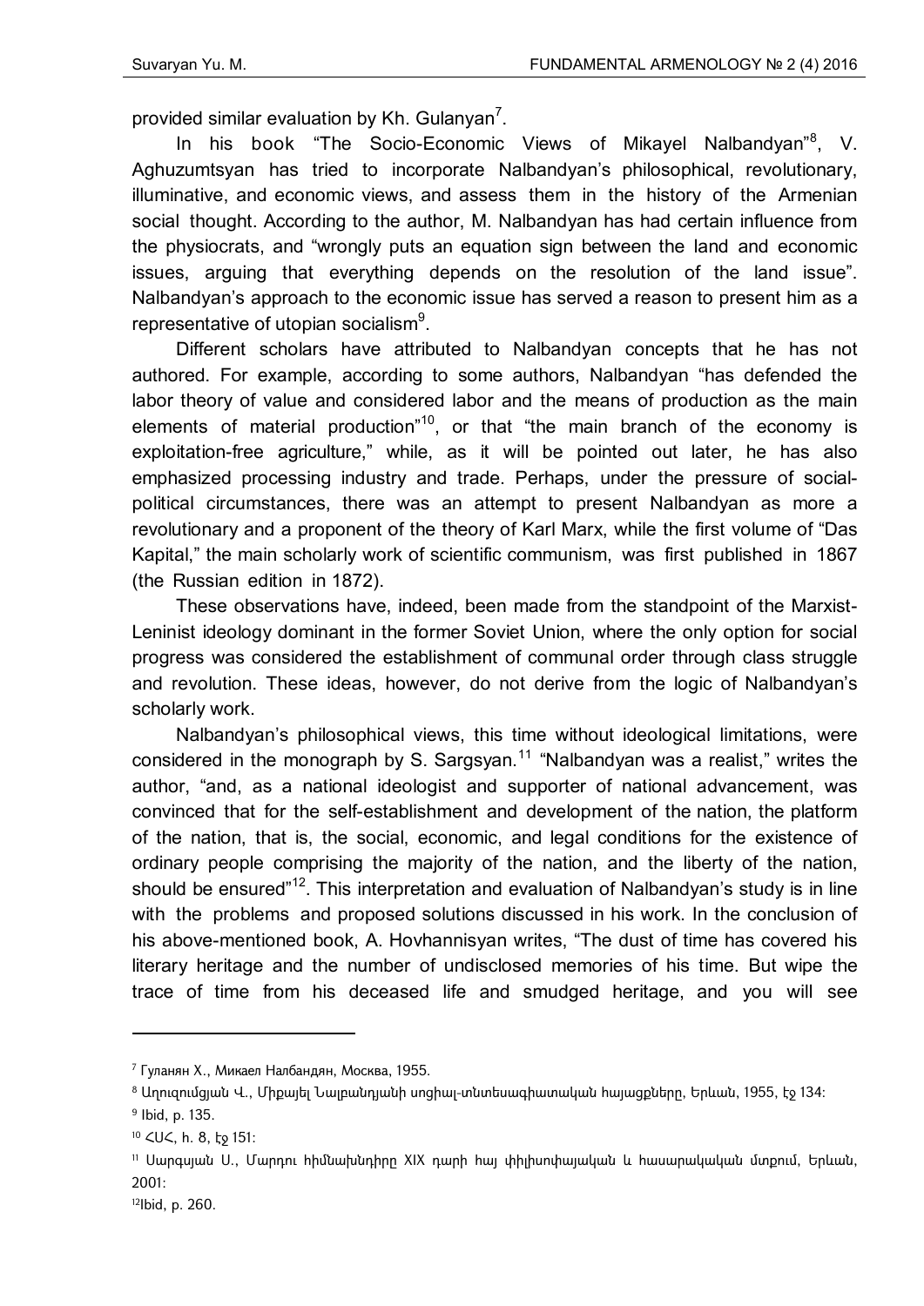provided similar evaluation by Kh. Gulanyan[7].

In his book "The Socio-Economic Views of Mikayel Nalbandyan"[8], V. Aghuzumtsyan has tried to incorporate Nalbandyan's philosophical, revolutionary, illuminative, and economic views, and assess them in the history of the Armenian social thought. According to the author, M. Nalbandyan has had certain influence from the physiocrats, and "wrongly puts an equation sign between the land and economic issues, arguing that everything depends on the resolution of the land issue". Nalbandyan's approach to the economic issue has served a reason to present him as a representative of utopian socialism[9].

Different scholars have attributed to Nalbandyan concepts that he has not authored. For example, according to some authors, Nalbandyan "has defended the labor theory of value and considered labor and the means of production as the main elements of material production"[10], or that "the main branch of the economy is exploitation-free agriculture," while, as it will be pointed out later, he has also emphasized processing industry and trade. Perhaps, under the pressure of social-political circumstances, there was an attempt to present Nalbandyan as more a revolutionary and a proponent of the theory of Karl Marx, while the first volume of "Das Kapital," the main scholarly work of scientific communism, was first published in 1867 (the Russian edition in 1872).

These observations have, indeed, been made from the standpoint of the Marxist-Leninist ideology dominant in the former Soviet Union, where the only option for social progress was considered the establishment of communal order through class struggle and revolution. These ideas, however, do not derive from the logic of Nalbandyan's scholarly work.

Nalbandyan's philosophical views, this time without ideological limitations, were considered in the monograph by S. Sargsyan.[11] "Nalbandyan was a realist," writes the author, "and, as a national ideologist and supporter of national advancement, was convinced that for the self-establishment and development of the nation, the platform of the nation, that is, the social, economic, and legal conditions for the existence of ordinary people comprising the majority of the nation, and the liberty of the nation, should be ensured"[12]. This interpretation and evaluation of Nalbandyan's study is in line with the problems and proposed solutions discussed in his work. In the conclusion of his above-mentioned book, A. Hovhannisyan writes, "The dust of time has covered his literary heritage and the number of undisclosed memories of his time. But wipe the trace of time from his deceased life and smudged heritage, and you will see

---

[7] Гуланян Х., Микаел Налбандян, Москва, 1955.

[8] Աղուզումցյան Վ., Միքայել Նալբանդյանի սոցիալ-տնտեսագիտական հայացքները, Երևան, 1955, էջ 134:

[9] Ibid, p. 135.

[10] ՀՍՀ, հ. 8, էջ 151:

[11] Սարգսյան Ս., Մարդու հիմնախնդիրը XIX դարի հայ փիլիսոփայական և հասարակական մտքում, Երևան, 2001:

[12] Ibid, p. 260.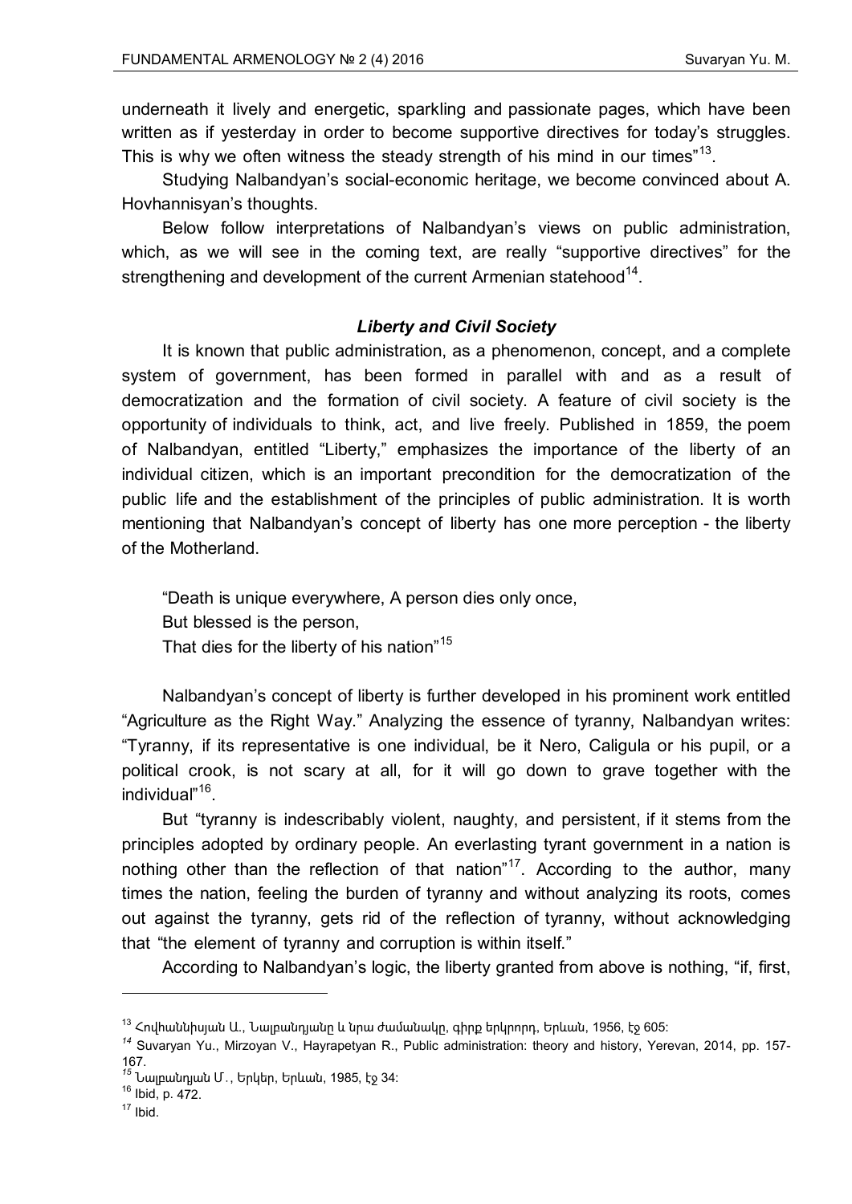underneath it lively and energetic, sparkling and passionate pages, which have been written as if yesterday in order to become supportive directives for today's struggles. This is why we often witness the steady strength of his mind in our times"[13].

Studying Nalbandyan's social-economic heritage, we become convinced about A. Hovhannisyan's thoughts.

Below follow interpretations of Nalbandyan's views on public administration, which, as we will see in the coming text, are really "supportive directives" for the strengthening and development of the current Armenian statehood[14].

### *Liberty and Civil Society*

It is known that public administration, as a phenomenon, concept, and a complete system of government, has been formed in parallel with and as a result of democratization and the formation of civil society. A feature of civil society is the opportunity of individuals to think, act, and live freely. Published in 1859, the poem of Nalbandyan, entitled "Liberty," emphasizes the importance of the liberty of an individual citizen, which is an important precondition for the democratization of the public life and the establishment of the principles of public administration. It is worth mentioning that Nalbandyan's concept of liberty has one more perception - the liberty of the Motherland.

"Death is unique everywhere, A person dies only once,
But blessed is the person,
That dies for the liberty of his nation"[15]

Nalbandyan's concept of liberty is further developed in his prominent work entitled "Agriculture as the Right Way." Analyzing the essence of tyranny, Nalbandyan writes: "Tyranny, if its representative is one individual, be it Nero, Caligula or his pupil, or a political crook, is not scary at all, for it will go down to grave together with the individual"[16].

But "tyranny is indescribably violent, naughty, and persistent, if it stems from the principles adopted by ordinary people. An everlasting tyrant government in a nation is nothing other than the reflection of that nation"[17]. According to the author, many times the nation, feeling the burden of tyranny and without analyzing its roots, comes out against the tyranny, gets rid of the reflection of tyranny, without acknowledging that "the element of tyranny and corruption is within itself."

According to Nalbandyan's logic, the liberty granted from above is nothing, "if, first,

---

[13] Հովհաննիսյան Ա., Նալբանդյանը և նրա ժամանակը, գիրք երկրորդ, Երևան, 1956, էջ 605:

[14] Suvaryan Yu., Mirzoyan V., Hayrapetyan R., Public administration: theory and history, Yerevan, 2014, pp. 157-167.

[15] Նալբանդյան Մ., Երկեր, Երևան, 1985, էջ 34:

[16] Ibid, p. 472.

[17] Ibid.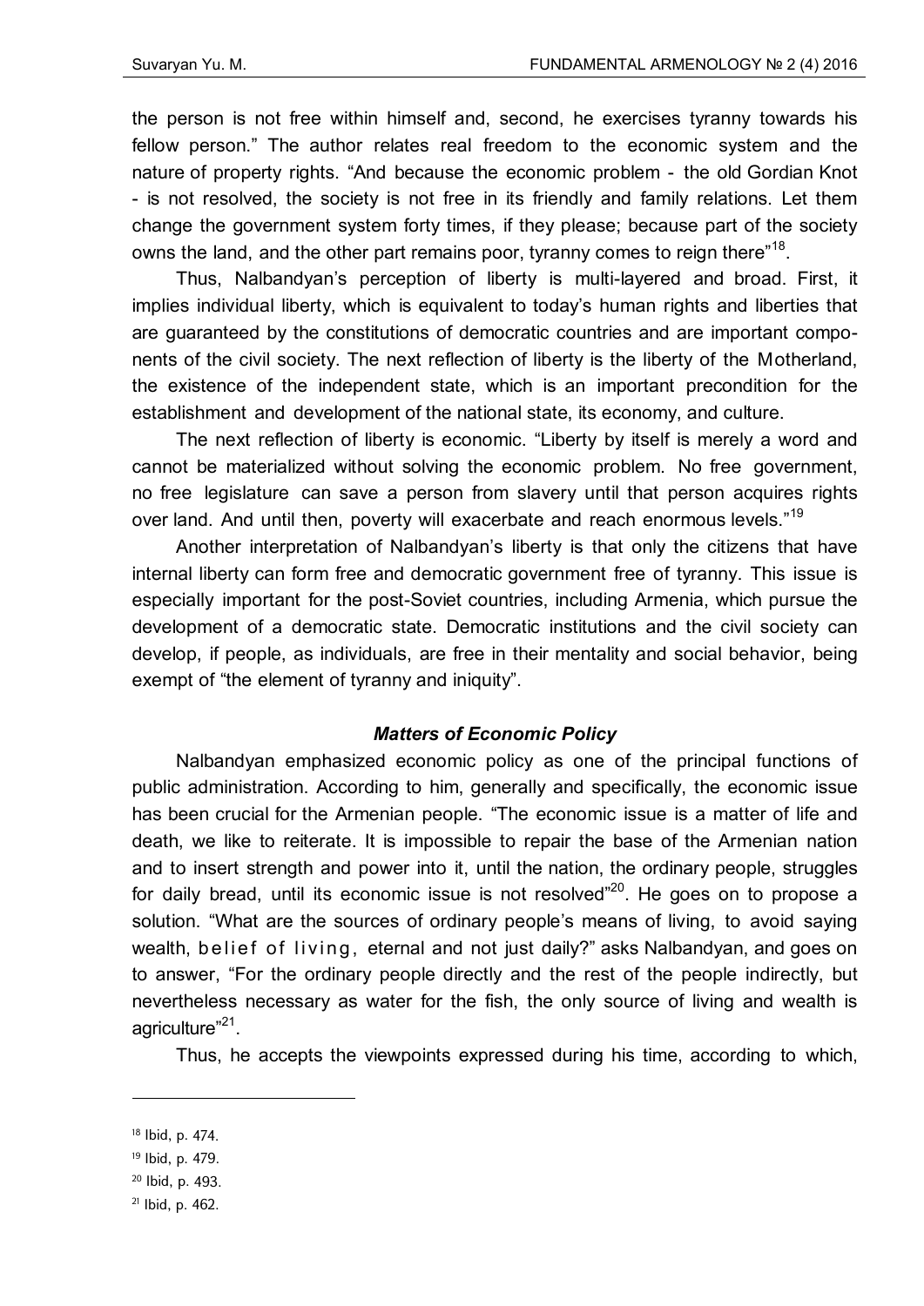the person is not free within himself and, second, he exercises tyranny towards his fellow person." The author relates real freedom to the economic system and the nature of property rights. "And because the economic problem - the old Gordian Knot - is not resolved, the society is not free in its friendly and family relations. Let them change the government system forty times, if they please; because part of the society owns the land, and the other part remains poor, tyranny comes to reign there"[18].

Thus, Nalbandyan's perception of liberty is multi-layered and broad. First, it implies individual liberty, which is equivalent to today's human rights and liberties that are guaranteed by the constitutions of democratic countries and are important components of the civil society. The next reflection of liberty is the liberty of the Motherland, the existence of the independent state, which is an important precondition for the establishment and development of the national state, its economy, and culture.

The next reflection of liberty is economic. "Liberty by itself is merely a word and cannot be materialized without solving the economic problem. No free government, no free legislature can save a person from slavery until that person acquires rights over land. And until then, poverty will exacerbate and reach enormous levels."[19]

Another interpretation of Nalbandyan's liberty is that only the citizens that have internal liberty can form free and democratic government free of tyranny. This issue is especially important for the post-Soviet countries, including Armenia, which pursue the development of a democratic state. Democratic institutions and the civil society can develop, if people, as individuals, are free in their mentality and social behavior, being exempt of "the element of tyranny and iniquity".

### *Matters of Economic Policy*

Nalbandyan emphasized economic policy as one of the principal functions of public administration. According to him, generally and specifically, the economic issue has been crucial for the Armenian people. "The economic issue is a matter of life and death, we like to reiterate. It is impossible to repair the base of the Armenian nation and to insert strength and power into it, until the nation, the ordinary people, struggles for daily bread, until its economic issue is not resolved"[20]. He goes on to propose a solution. "What are the sources of ordinary people's means of living, to avoid saying wealth, belief of living, eternal and not just daily?" asks Nalbandyan, and goes on to answer, "For the ordinary people directly and the rest of the people indirectly, but nevertheless necessary as water for the fish, the only source of living and wealth is agriculture"[21].

Thus, he accepts the viewpoints expressed during his time, according to which,

---

[18] Ibid, p. 474.

[19] Ibid, p. 479.

[20] Ibid, p. 493.

[21] Ibid, p. 462.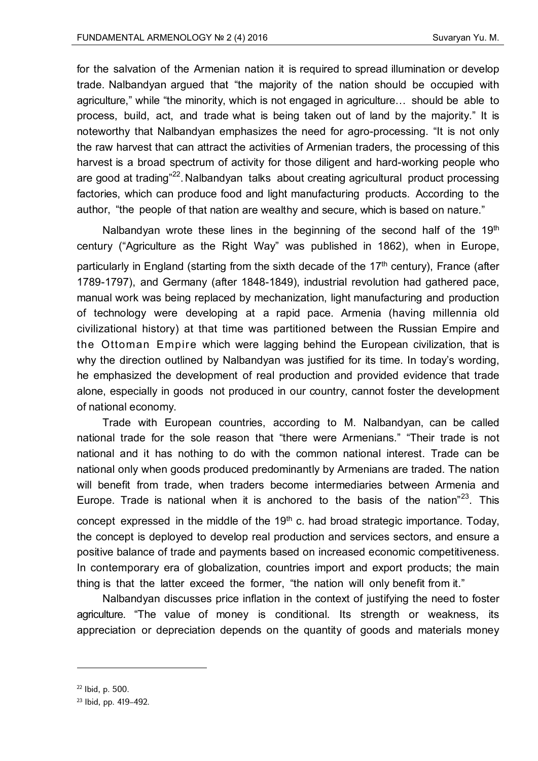for the salvation of the Armenian nation it is required to spread illumination or develop trade. Nalbandyan argued that "the majority of the nation should be occupied with agriculture," while "the minority, which is not engaged in agriculture… should be able to process, build, act, and trade what is being taken out of land by the majority." It is noteworthy that Nalbandyan emphasizes the need for agro-processing. "It is not only the raw harvest that can attract the activities of Armenian traders, the processing of this harvest is a broad spectrum of activity for those diligent and hard-working people who are good at trading"[22]. Nalbandyan talks about creating agricultural product processing factories, which can produce food and light manufacturing products. According to the author, "the people of that nation are wealthy and secure, which is based on nature."

Nalbandyan wrote these lines in the beginning of the second half of the 19th century ("Agriculture as the Right Way" was published in 1862), when in Europe, particularly in England (starting from the sixth decade of the 17th century), France (after 1789-1797), and Germany (after 1848-1849), industrial revolution had gathered pace, manual work was being replaced by mechanization, light manufacturing and production of technology were developing at a rapid pace. Armenia (having millennia old civilizational history) at that time was partitioned between the Russian Empire and the Ottoman Empire which were lagging behind the European civilization, that is why the direction outlined by Nalbandyan was justified for its time. In today's wording, he emphasized the development of real production and provided evidence that trade alone, especially in goods not produced in our country, cannot foster the development of national economy.

Trade with European countries, according to M. Nalbandyan, can be called national trade for the sole reason that "there were Armenians." "Their trade is not national and it has nothing to do with the common national interest. Trade can be national only when goods produced predominantly by Armenians are traded. The nation will benefit from trade, when traders become intermediaries between Armenia and Europe. Trade is national when it is anchored to the basis of the nation"[23]. This concept expressed in the middle of the 19th c. had broad strategic importance. Today, the concept is deployed to develop real production and services sectors, and ensure a positive balance of trade and payments based on increased economic competitiveness. In contemporary era of globalization, countries import and export products; the main thing is that the latter exceed the former, "the nation will only benefit from it."

Nalbandyan discusses price inflation in the context of justifying the need to foster agriculture. "The value of money is conditional. Its strength or weakness, its appreciation or depreciation depends on the quantity of goods and materials money

---

[22] Ibid, p. 500.

[23] Ibid, pp. 419–492.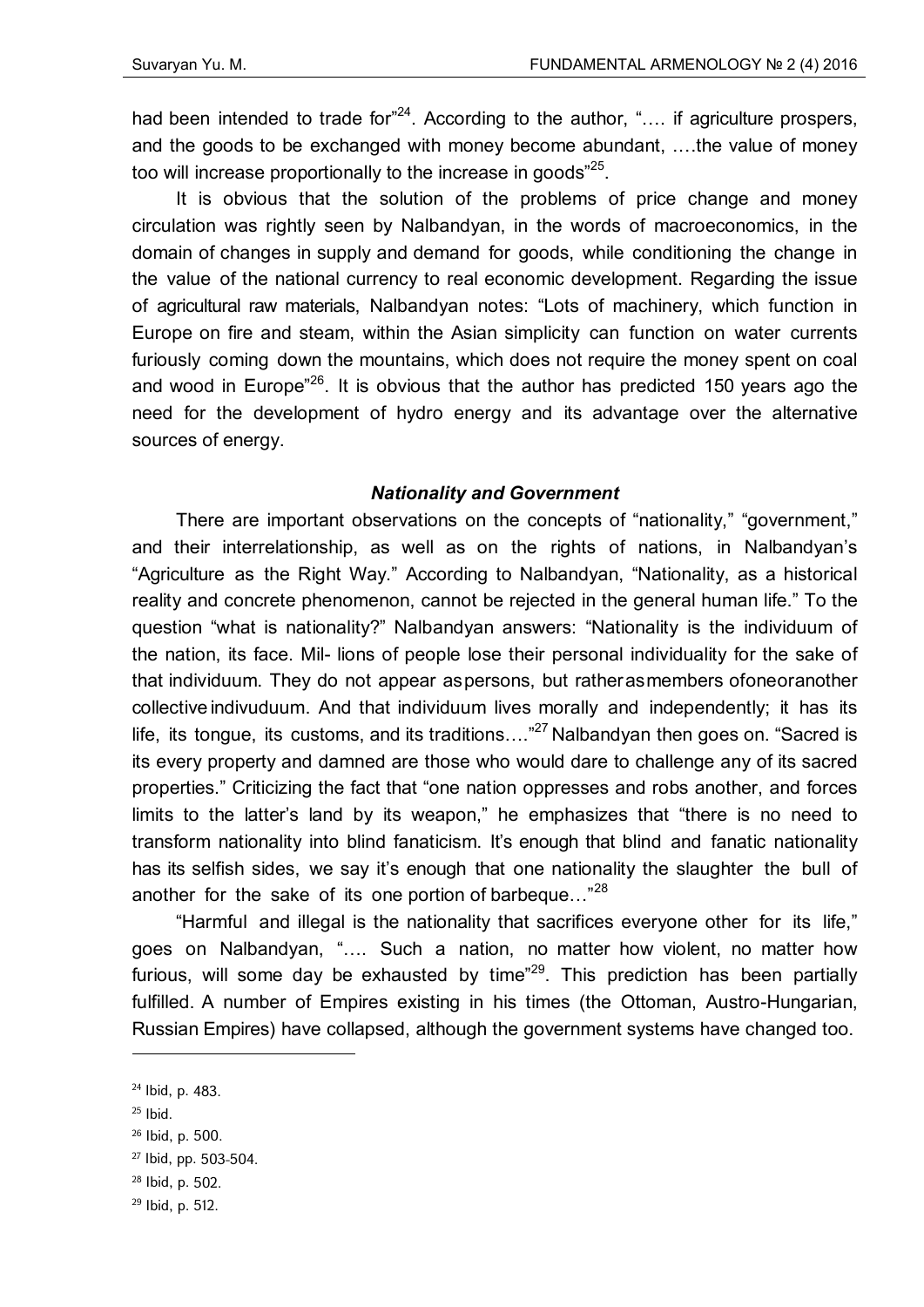had been intended to trade for"[24]. According to the author, "…. if agriculture prospers, and the goods to be exchanged with money become abundant, ….the value of money too will increase proportionally to the increase in goods"[25].

It is obvious that the solution of the problems of price change and money circulation was rightly seen by Nalbandyan, in the words of macroeconomics, in the domain of changes in supply and demand for goods, while conditioning the change in the value of the national currency to real economic development. Regarding the issue of agricultural raw materials, Nalbandyan notes: "Lots of machinery, which function in Europe on fire and steam, within the Asian simplicity can function on water currents furiously coming down the mountains, which does not require the money spent on coal and wood in Europe"[26]. It is obvious that the author has predicted 150 years ago the need for the development of hydro energy and its advantage over the alternative sources of energy.

### *Nationality and Government*

There are important observations on the concepts of "nationality," "government," and their interrelationship, as well as on the rights of nations, in Nalbandyan's "Agriculture as the Right Way." According to Nalbandyan, "Nationality, as a historical reality and concrete phenomenon, cannot be rejected in the general human life." To the question "what is nationality?" Nalbandyan answers: "Nationality is the individuum of the nation, its face. Mil- lions of people lose their personal individuality for the sake of that individuum. They do not appear aspersons, but ratherasmembers ofoneoranother collective indivuduum. And that individuum lives morally and independently; it has its life, its tongue, its customs, and its traditions…."[27] Nalbandyan then goes on. "Sacred is its every property and damned are those who would dare to challenge any of its sacred properties." Criticizing the fact that "one nation oppresses and robs another, and forces limits to the latter's land by its weapon," he emphasizes that "there is no need to transform nationality into blind fanaticism. It's enough that blind and fanatic nationality has its selfish sides, we say it's enough that one nationality the slaughter the bull of another for the sake of its one portion of barbeque…"[28]

"Harmful and illegal is the nationality that sacrifices everyone other for its life," goes on Nalbandyan, "…. Such a nation, no matter how violent, no matter how furious, will some day be exhausted by time"[29]. This prediction has been partially fulfilled. A number of Empires existing in his times (the Ottoman, Austro-Hungarian, Russian Empires) have collapsed, although the government systems have changed too.

---

[24] Ibid, p. 483.

[25] Ibid.

[26] Ibid, p. 500.

[27] Ibid, pp. 503-504.

[28] Ibid, p. 502.

[29] Ibid, p. 512.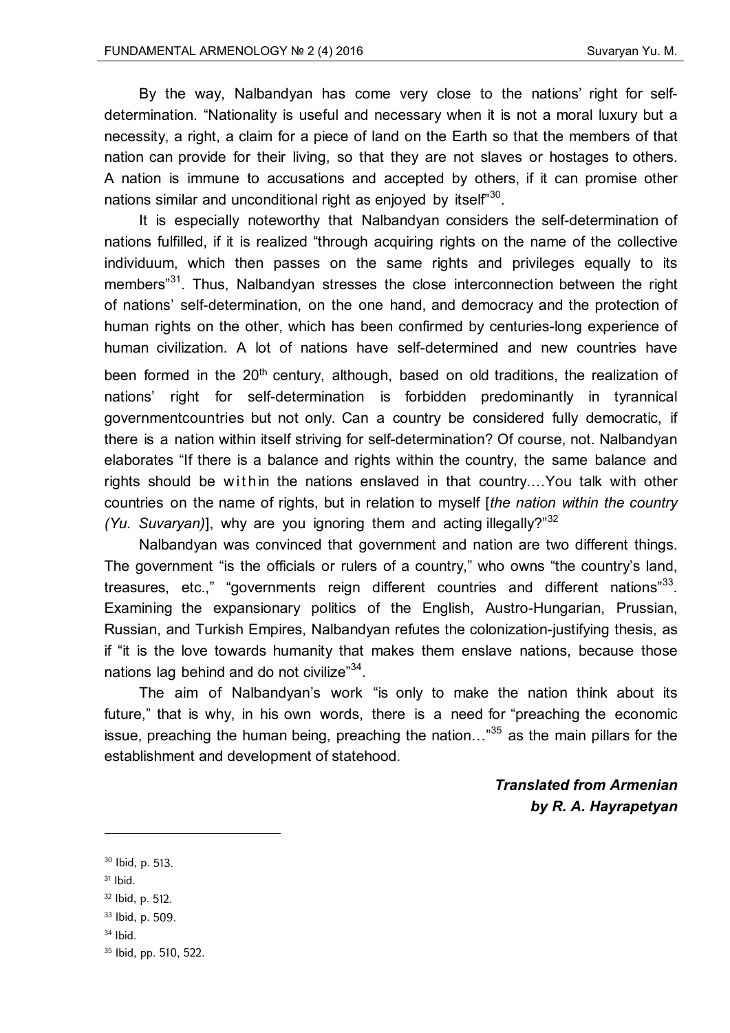By the way, Nalbandyan has come very close to the nations' right for self-determination. "Nationality is useful and necessary when it is not a moral luxury but a necessity, a right, a claim for a piece of land on the Earth so that the members of that nation can provide for their living, so that they are not slaves or hostages to others. A nation is immune to accusations and accepted by others, if it can promise other nations similar and unconditional right as enjoyed by itself"[30].

It is especially noteworthy that Nalbandyan considers the self-determination of nations fulfilled, if it is realized "through acquiring rights on the name of the collective individuum, which then passes on the same rights and privileges equally to its members"[31]. Thus, Nalbandyan stresses the close interconnection between the right of nations' self-determination, on the one hand, and democracy and the protection of human rights on the other, which has been confirmed by centuries-long experience of human civilization. A lot of nations have self-determined and new countries have been formed in the 20th century, although, based on old traditions, the realization of nations' right for self-determination is forbidden predominantly in tyrannical governmentcountries but not only. Can a country be considered fully democratic, if there is a nation within itself striving for self-determination? Of course, not. Nalbandyan elaborates "If there is a balance and rights within the country, the same balance and rights should be within the nations enslaved in that country.…You talk with other countries on the name of rights, but in relation to myself [*the nation within the country (Yu. Suvaryan)*], why are you ignoring them and acting illegally?"[32]

Nalbandyan was convinced that government and nation are two different things. The government "is the officials or rulers of a country," who owns "the country's land, treasures, etc.," "governments reign different countries and different nations"[33]. Examining the expansionary politics of the English, Austro-Hungarian, Prussian, Russian, and Turkish Empires, Nalbandyan refutes the colonization-justifying thesis, as if "it is the love towards humanity that makes them enslave nations, because those nations lag behind and do not civilize"[34].

The aim of Nalbandyan's work "is only to make the nation think about its future," that is why, in his own words, there is a need for "preaching the economic issue, preaching the human being, preaching the nation…"[35] as the main pillars for the establishment and development of statehood.

***Translated from Armenian by R. A. Hayrapetyan***

---

[30] Ibid, p. 513.

[31] Ibid.

[32] Ibid, p. 512.

[33] Ibid, p. 509.

[34] Ibid.

[35] Ibid, pp. 510, 522.